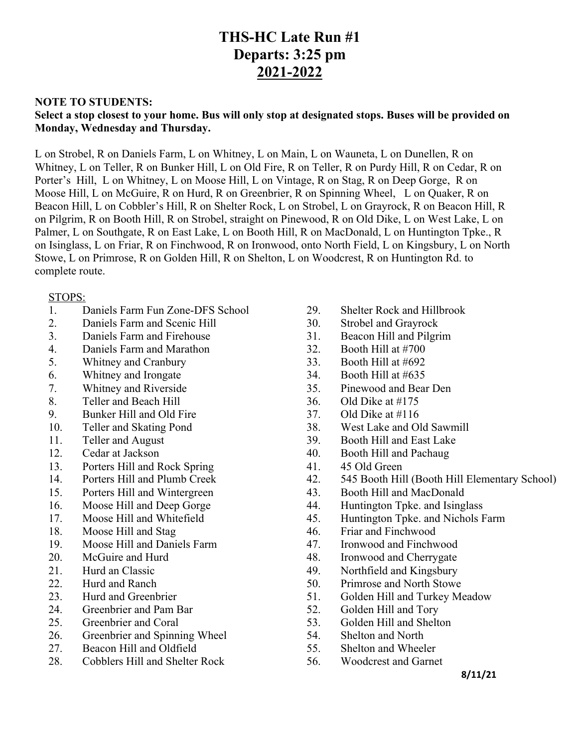# THS-HC Late Run #1
# Departs: 3:25 pm
# 2021-2022

**NOTE TO STUDENTS:**
**Select a stop closest to your home. Bus will only stop at designated stops. Buses will be provided on Monday, Wednesday and Thursday.**

L on Strobel, R on Daniels Farm, L on Whitney, L on Main, L on Wauneta, L on Dunellen, R on Whitney, L on Teller, R on Bunker Hill, L on Old Fire, R on Teller, R on Purdy Hill, R on Cedar, R on Porter's Hill, L on Whitney, L on Moose Hill, L on Vintage, R on Stag, R on Deep Gorge, R on Moose Hill, L on McGuire, R on Hurd, R on Greenbrier, R on Spinning Wheel, L on Quaker, R on Beacon Hill, L on Cobbler's Hill, R on Shelter Rock, L on Strobel, L on Grayrock, R on Beacon Hill, R on Pilgrim, R on Booth Hill, R on Strobel, straight on Pinewood, R on Old Dike, L on West Lake, L on Palmer, L on Southgate, R on East Lake, L on Booth Hill, R on MacDonald, L on Huntington Tpke., R on Isinglass, L on Friar, R on Finchwood, R on Ironwood, onto North Field, L on Kingsbury, L on North Stowe, L on Primrose, R on Golden Hill, R on Shelton, L on Woodcrest, R on Huntington Rd. to complete route.

STOPS:

1. Daniels Farm Fun Zone-DFS School
2. Daniels Farm and Scenic Hill
3. Daniels Farm and Firehouse
4. Daniels Farm and Marathon
5. Whitney and Cranbury
6. Whitney and Irongate
7. Whitney and Riverside
8. Teller and Beach Hill
9. Bunker Hill and Old Fire
10. Teller and Skating Pond
11. Teller and August
12. Cedar at Jackson
13. Porters Hill and Rock Spring
14. Porters Hill and Plumb Creek
15. Porters Hill and Wintergreen
16. Moose Hill and Deep Gorge
17. Moose Hill and Whitefield
18. Moose Hill and Stag
19. Moose Hill and Daniels Farm
20. McGuire and Hurd
21. Hurd an Classic
22. Hurd and Ranch
23. Hurd and Greenbrier
24. Greenbrier and Pam Bar
25. Greenbrier and Coral
26. Greenbrier and Spinning Wheel
27. Beacon Hill and Oldfield
28. Cobblers Hill and Shelter Rock
29. Shelter Rock and Hillbrook
30. Strobel and Grayrock
31. Beacon Hill and Pilgrim
32. Booth Hill at #700
33. Booth Hill at #692
34. Booth Hill at #635
35. Pinewood and Bear Den
36. Old Dike at #175
37. Old Dike at #116
38. West Lake and Old Sawmill
39. Booth Hill and East Lake
40. Booth Hill and Pachaug
41. 45 Old Green
42. 545 Booth Hill (Booth Hill Elementary School)
43. Booth Hill and MacDonald
44. Huntington Tpke. and Isinglass
45. Huntington Tpke. and Nichols Farm
46. Friar and Finchwood
47. Ironwood and Finchwood
48. Ironwood and Cherrygate
49. Northfield and Kingsbury
50. Primrose and North Stowe
51. Golden Hill and Turkey Meadow
52. Golden Hill and Tory
53. Golden Hill and Shelton
54. Shelton and North
55. Shelton and Wheeler
56. Woodcrest and Garnet

**8/11/21**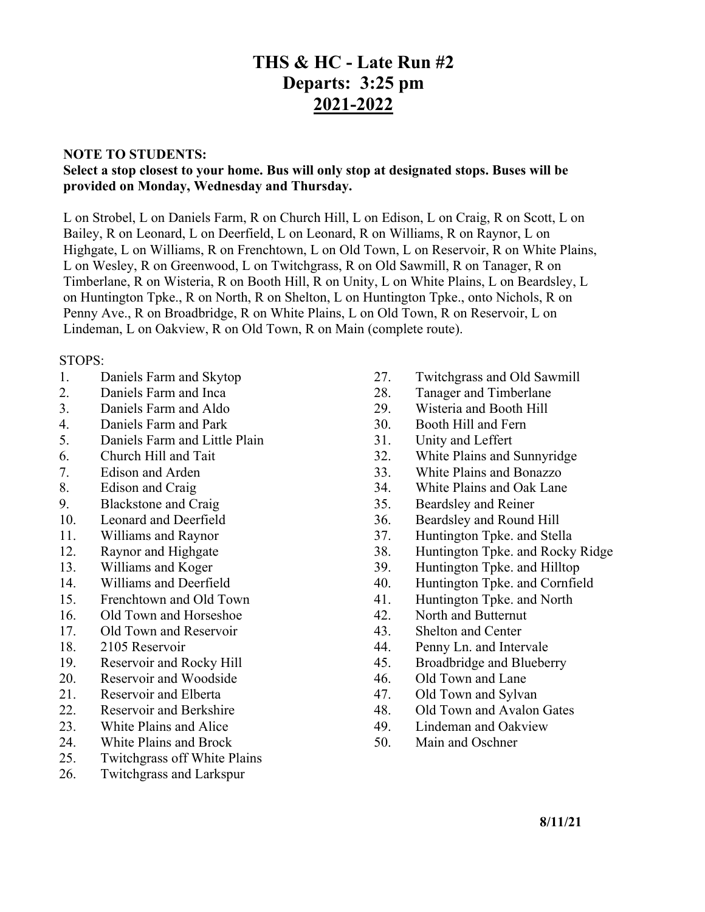# THS & HC - Late Run #2
# Departs: 3:25 pm
# 2021-2022

**NOTE TO STUDENTS:**
**Select a stop closest to your home. Bus will only stop at designated stops. Buses will be provided on Monday, Wednesday and Thursday.**

L on Strobel, L on Daniels Farm, R on Church Hill, L on Edison, L on Craig, R on Scott, L on Bailey, R on Leonard, L on Deerfield, L on Leonard, R on Williams, R on Raynor, L on Highgate, L on Williams, R on Frenchtown, L on Old Town, L on Reservoir, R on White Plains, L on Wesley, R on Greenwood, L on Twitchgrass, R on Old Sawmill, R on Tanager, R on Timberlane, R on Wisteria, R on Booth Hill, R on Unity, L on White Plains, L on Beardsley, L on Huntington Tpke., R on North, R on Shelton, L on Huntington Tpke., onto Nichols, R on Penny Ave., R on Broadbridge, R on White Plains, L on Old Town, R on Reservoir, L on Lindeman, L on Oakview, R on Old Town, R on Main (complete route).

STOPS:

1. Daniels Farm and Skytop
2. Daniels Farm and Inca
3. Daniels Farm and Aldo
4. Daniels Farm and Park
5. Daniels Farm and Little Plain
6. Church Hill and Tait
7. Edison and Arden
8. Edison and Craig
9. Blackstone and Craig
10. Leonard and Deerfield
11. Williams and Raynor
12. Raynor and Highgate
13. Williams and Koger
14. Williams and Deerfield
15. Frenchtown and Old Town
16. Old Town and Horseshoe
17. Old Town and Reservoir
18. 2105 Reservoir
19. Reservoir and Rocky Hill
20. Reservoir and Woodside
21. Reservoir and Elberta
22. Reservoir and Berkshire
23. White Plains and Alice
24. White Plains and Brock
25. Twitchgrass off White Plains
26. Twitchgrass and Larkspur
27. Twitchgrass and Old Sawmill
28. Tanager and Timberlane
29. Wisteria and Booth Hill
30. Booth Hill and Fern
31. Unity and Leffert
32. White Plains and Sunnyridge
33. White Plains and Bonazzo
34. White Plains and Oak Lane
35. Beardsley and Reiner
36. Beardsley and Round Hill
37. Huntington Tpke. and Stella
38. Huntington Tpke. and Rocky Ridge
39. Huntington Tpke. and Hilltop
40. Huntington Tpke. and Cornfield
41. Huntington Tpke. and North
42. North and Butternut
43. Shelton and Center
44. Penny Ln. and Intervale
45. Broadbridge and Blueberry
46. Old Town and Lane
47. Old Town and Sylvan
48. Old Town and Avalon Gates
49. Lindeman and Oakview
50. Main and Oschner

**8/11/21**